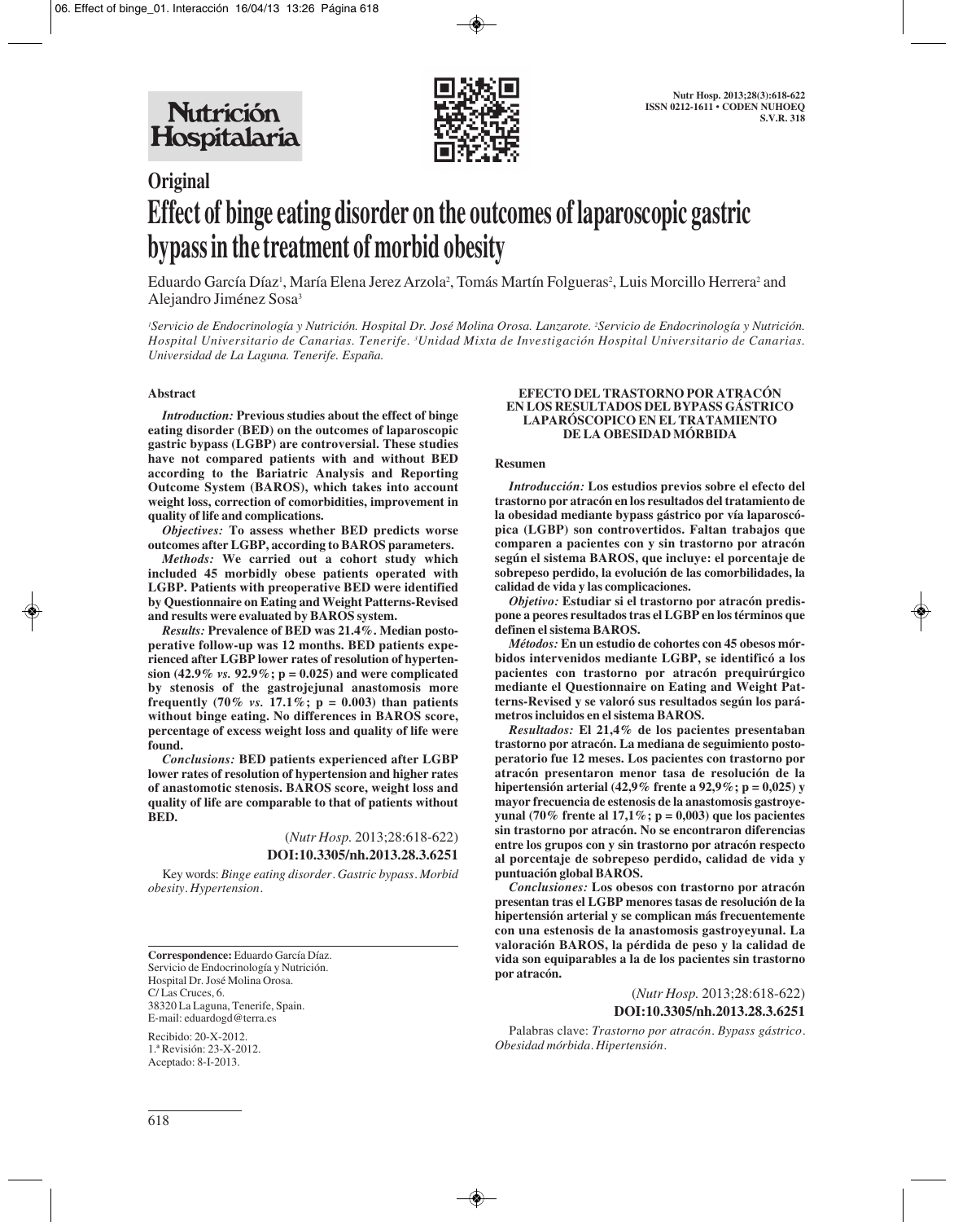## Original

# Effect of binge eating disorder on the outcomes of laparoscopic gastric bypass in the treatment of morbid obesity

Eduardo García Díaz[1], María Elena Jerez Arzola[2], Tomás Martín Folgueras[2], Luis Morcillo Herrera[2] and Alejandro Jiménez Sosa[3]

[1]*Servicio de Endocrinología y Nutrición. Hospital Dr. José Molina Orosa. Lanzarote.* [2]*Servicio de Endocrinología y Nutrición. Hospital Universitario de Canarias. Tenerife.* [3]*Unidad Mixta de Investigación Hospital Universitario de Canarias. Universidad de La Laguna. Tenerife. España.*

### Abstract

*Introduction:* **Previous studies about the effect of binge eating disorder (BED) on the outcomes of laparoscopic gastric bypass (LGBP) are controversial. These studies have not compared patients with and without BED according to the Bariatric Analysis and Reporting Outcome System (BAROS), which takes into account weight loss, correction of comorbidities, improvement in quality of life and complications.**

*Objectives:* **To assess whether BED predicts worse outcomes after LGBP, according to BAROS parameters.**

*Methods:* **We carried out a cohort study which included 45 morbidly obese patients operated with LGBP. Patients with preoperative BED were identified by Questionnaire on Eating and Weight Patterns-Revised and results were evaluated by BAROS system.**

*Results:* **Prevalence of BED was 21.4%. Median postoperative follow-up was 12 months. BED patients experienced after LGBP lower rates of resolution of hypertension (42.9% *vs.* 92.9%; p = 0.025) and were complicated by stenosis of the gastrojejunal anastomosis more frequently (70% *vs.* 17.1%; p = 0.003) than patients without binge eating. No differences in BAROS score, percentage of excess weight loss and quality of life were found.**

*Conclusions:* **BED patients experienced after LGBP lower rates of resolution of hypertension and higher rates of anastomotic stenosis. BAROS score, weight loss and quality of life are comparable to that of patients without BED.**

(*Nutr Hosp.* 2013;28:618-622)

**DOI:10.3305/nh.2013.28.3.6251**

Key words: *Binge eating disorder. Gastric bypass. Morbid obesity. Hypertension.*

**Correspondence:** Eduardo García Díaz.
Servicio de Endocrinología y Nutrición.
Hospital Dr. José Molina Orosa.
C/ Las Cruces, 6.
38320 La Laguna, Tenerife, Spain.
E-mail: eduardogd@terra.es

Recibido: 20-X-2012.
1.ª Revisión: 23-X-2012.
Aceptado: 8-I-2013.

### EFECTO DEL TRASTORNO POR ATRACÓN EN LOS RESULTADOS DEL BYPASS GÁSTRICO LAPARÓSCOPICO EN EL TRATAMIENTO DE LA OBESIDAD MÓRBIDA

### Resumen

*Introducción:* **Los estudios previos sobre el efecto del trastorno por atracón en los resultados del tratamiento de la obesidad mediante bypass gástrico por vía laparoscópica (LGBP) son controvertidos. Faltan trabajos que comparen a pacientes con y sin trastorno por atracón según el sistema BAROS, que incluye: el porcentaje de sobrepeso perdido, la evolución de las comorbilidades, la calidad de vida y las complicaciones.**

*Objetivo:* **Estudiar si el trastorno por atracón predispone a peores resultados tras el LGBP en los términos que definen el sistema BAROS.**

*Métodos:* **En un estudio de cohortes con 45 obesos mórbidos intervenidos mediante LGBP, se identificó a los pacientes con trastorno por atracón prequirúrgico mediante el Questionnaire on Eating and Weight Patterns-Revised y se valoró sus resultados según los parámetros incluidos en el sistema BAROS.**

*Resultados:* **El 21,4% de los pacientes presentaban trastorno por atracón. La mediana de seguimiento postoperatorio fue 12 meses. Los pacientes con trastorno por atracón presentaron menor tasa de resolución de la hipertensión arterial (42,9% frente a 92,9%; p = 0,025) y mayor frecuencia de estenosis de la anastomosis gastroyeyunal (70% frente al 17,1%; p = 0,003) que los pacientes sin trastorno por atracón. No se encontraron diferencias entre los grupos con y sin trastorno por atracón respecto al porcentaje de sobrepeso perdido, calidad de vida y puntuación global BAROS.**

*Conclusiones:* **Los obesos con trastorno por atracón presentan tras el LGBP menores tasas de resolución de la hipertensión arterial y se complican más frecuentemente con una estenosis de la anastomosis gastroyeyunal. La valoración BAROS, la pérdida de peso y la calidad de vida son equiparables a la de los pacientes sin trastorno por atracón.**

(*Nutr Hosp.* 2013;28:618-622)

**DOI:10.3305/nh.2013.28.3.6251**

Palabras clave: *Trastorno por atracón. Bypass gástrico. Obesidad mórbida. Hipertensión.*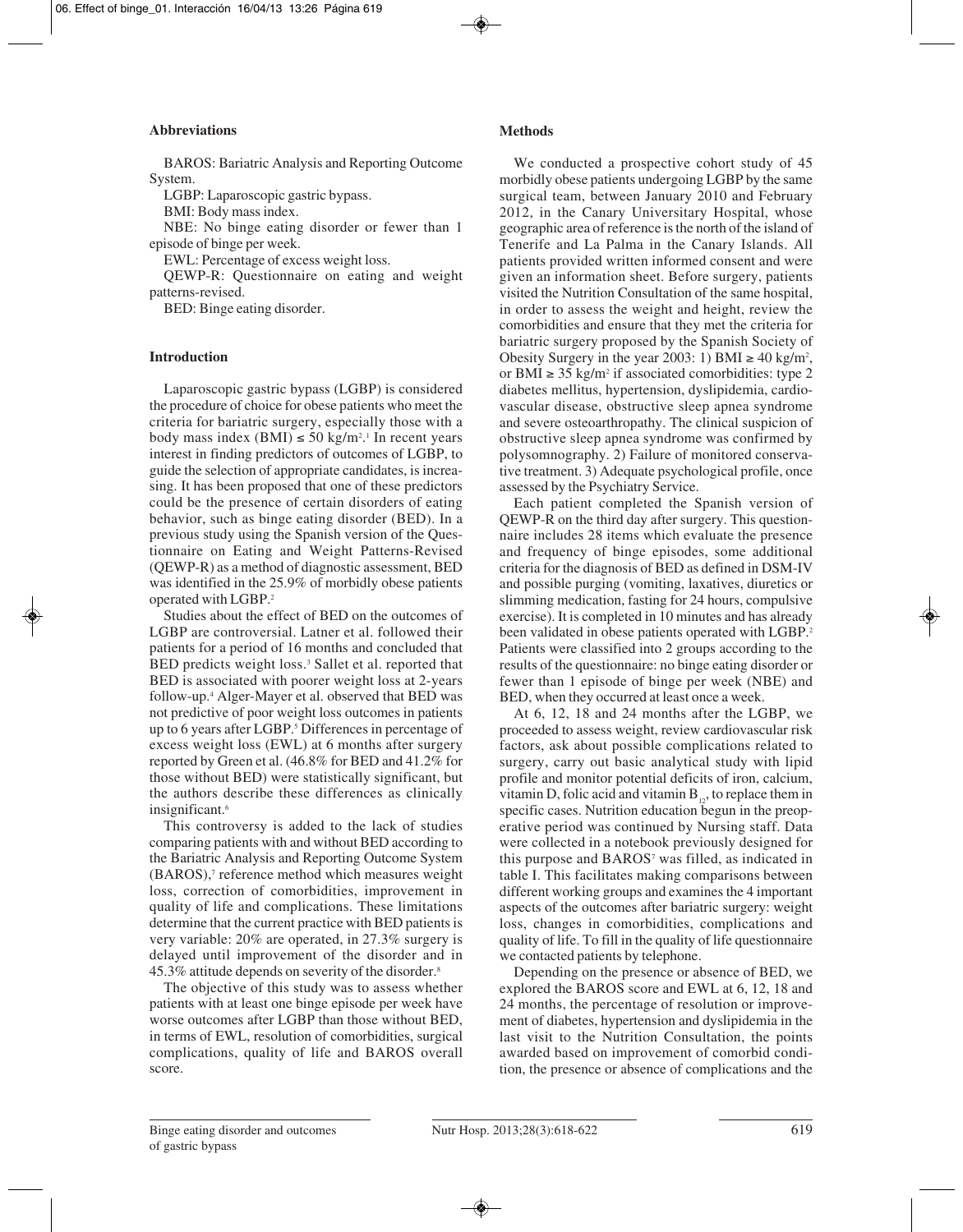### Abbreviations

BAROS: Bariatric Analysis and Reporting Outcome System.

LGBP: Laparoscopic gastric bypass.

BMI: Body mass index.

NBE: No binge eating disorder or fewer than 1 episode of binge per week.

EWL: Percentage of excess weight loss.

QEWP-R: Questionnaire on eating and weight patterns-revised.

BED: Binge eating disorder.

### Introduction

Laparoscopic gastric bypass (LGBP) is considered the procedure of choice for obese patients who meet the criteria for bariatric surgery, especially those with a body mass index (BMI) ≤ 50 kg/m².[1] In recent years interest in finding predictors of outcomes of LGBP, to guide the selection of appropriate candidates, is increasing. It has been proposed that one of these predictors could be the presence of certain disorders of eating behavior, such as binge eating disorder (BED). In a previous study using the Spanish version of the Questionnaire on Eating and Weight Patterns-Revised (QEWP-R) as a method of diagnostic assessment, BED was identified in the 25.9% of morbidly obese patients operated with LGBP.[2]

Studies about the effect of BED on the outcomes of LGBP are controversial. Latner et al. followed their patients for a period of 16 months and concluded that BED predicts weight loss.[3] Sallet et al. reported that BED is associated with poorer weight loss at 2-years follow-up.[4] Alger-Mayer et al. observed that BED was not predictive of poor weight loss outcomes in patients up to 6 years after LGBP.[5] Differences in percentage of excess weight loss (EWL) at 6 months after surgery reported by Green et al. (46.8% for BED and 41.2% for those without BED) were statistically significant, but the authors describe these differences as clinically insignificant.[6]

This controversy is added to the lack of studies comparing patients with and without BED according to the Bariatric Analysis and Reporting Outcome System (BAROS),[7] reference method which measures weight loss, correction of comorbidities, improvement in quality of life and complications. These limitations determine that the current practice with BED patients is very variable: 20% are operated, in 27.3% surgery is delayed until improvement of the disorder and in 45.3% attitude depends on severity of the disorder.[8]

The objective of this study was to assess whether patients with at least one binge episode per week have worse outcomes after LGBP than those without BED, in terms of EWL, resolution of comorbidities, surgical complications, quality of life and BAROS overall score.

### Methods

We conducted a prospective cohort study of 45 morbidly obese patients undergoing LGBP by the same surgical team, between January 2010 and February 2012, in the Canary Universitary Hospital, whose geographic area of reference is the north of the island of Tenerife and La Palma in the Canary Islands. All patients provided written informed consent and were given an information sheet. Before surgery, patients visited the Nutrition Consultation of the same hospital, in order to assess the weight and height, review the comorbidities and ensure that they met the criteria for bariatric surgery proposed by the Spanish Society of Obesity Surgery in the year 2003: 1) BMI ≥ 40 kg/m², or BMI ≥ 35 kg/m² if associated comorbidities: type 2 diabetes mellitus, hypertension, dyslipidemia, cardiovascular disease, obstructive sleep apnea syndrome and severe osteoarthropathy. The clinical suspicion of obstructive sleep apnea syndrome was confirmed by polysomnography. 2) Failure of monitored conservative treatment. 3) Adequate psychological profile, once assessed by the Psychiatry Service.

Each patient completed the Spanish version of QEWP-R on the third day after surgery. This questionnaire includes 28 items which evaluate the presence and frequency of binge episodes, some additional criteria for the diagnosis of BED as defined in DSM-IV and possible purging (vomiting, laxatives, diuretics or slimming medication, fasting for 24 hours, compulsive exercise). It is completed in 10 minutes and has already been validated in obese patients operated with LGBP.[2] Patients were classified into 2 groups according to the results of the questionnaire: no binge eating disorder or fewer than 1 episode of binge per week (NBE) and BED, when they occurred at least once a week.

At 6, 12, 18 and 24 months after the LGBP, we proceeded to assess weight, review cardiovascular risk factors, ask about possible complications related to surgery, carry out basic analytical study with lipid profile and monitor potential deficits of iron, calcium, vitamin D, folic acid and vitamin $B_{12}$, to replace them in specific cases. Nutrition education begun in the preoperative period was continued by Nursing staff. Data were collected in a notebook previously designed for this purpose and BAROS[7] was filled, as indicated in table I. This facilitates making comparisons between different working groups and examines the 4 important aspects of the outcomes after bariatric surgery: weight loss, changes in comorbidities, complications and quality of life. To fill in the quality of life questionnaire we contacted patients by telephone.

Depending on the presence or absence of BED, we explored the BAROS score and EWL at 6, 12, 18 and 24 months, the percentage of resolution or improvement of diabetes, hypertension and dyslipidemia in the last visit to the Nutrition Consultation, the points awarded based on improvement of comorbid condition, the presence or absence of complications and the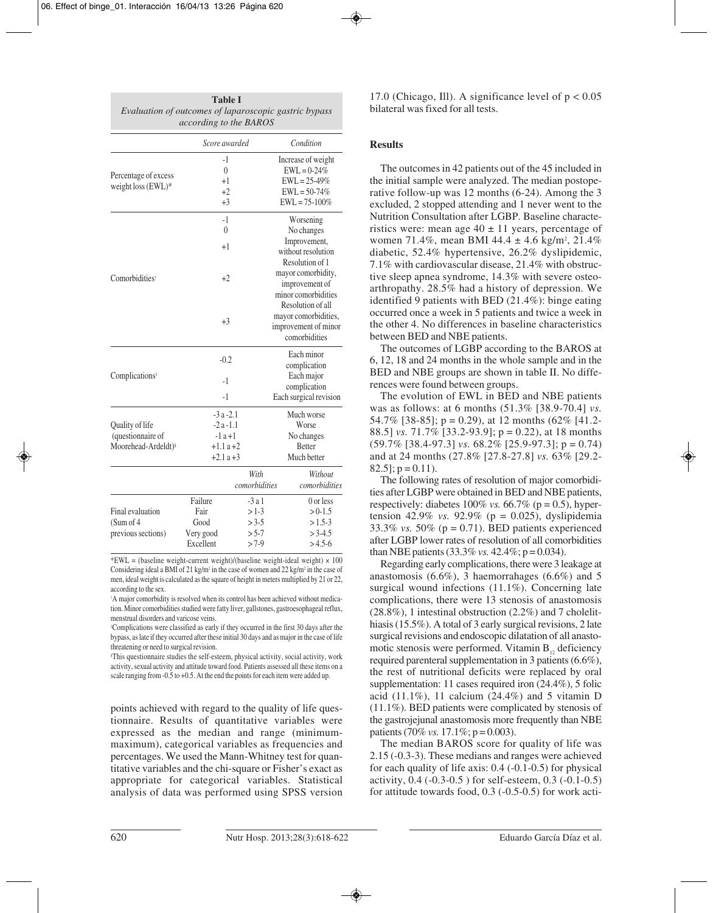**Table I**
*Evaluation of outcomes of laparoscopic gastric bypass according to the BAROS*

| | *Score awarded* | | *Condition* |
|---|---|---|---|
| Percentage of excess weight loss (EWL)* | -1 | | Increase of weight |
| | 0 | | EWL = 0-24% |
| | +1 | | EWL = 25-49% |
| | +2 | | EWL = 50-74% |
| | +3 | | EWL = 75-100% |
| Comorbidities[†] | -1 | | Worsening |
| | 0 | | No changes |
| | +1 | | Improvement, without resolution |
| | +2 | | Resolution of 1 mayor comorbidity, improvement of minor comorbidities |
| | +3 | | Resolution of all mayor comorbidities, improvement of minor comorbidities |
| Complications[‡] | -0.2 | | Each minor complication |
| | -1 | | Each major complication |
| | -1 | | Each surgical revision |
| Quality of life (questionnaire of Moorehead-Ardeldt)[§] | -3 a -2.1 | | Much worse |
| | -2 a -1.1 | | Worse |
| | -1 a +1 | | No changes |
| | +1.1 a +2 | | Better |
| | +2.1 a +3 | | Much better |
| | | *With comorbidities* | *Without comorbidities* |
| Final evaluation (Sum of 4 previous sections) | Failure | -3 a 1 | 0 or less |
| | Fair | > 1-3 | > 0-1.5 |
| | Good | > 3-5 | > 1.5-3 |
| | Very good | > 5-7 | > 3-4.5 |
| | Excellent | > 7-9 | > 4.5-6 |

*EWL = (baseline weight-current weight)/(baseline weight-ideal weight) × 100 Considering ideal a BMI of 21 kg/m² in the case of women and 22 kg/m² in the case of men, ideal weight is calculated as the square of height in meters multiplied by 21 or 22, according to the sex.

[†]A major comorbidity is resolved when its control has been achieved without medication. Minor comorbidities studied were fatty liver, gallstones, gastroesophageal reflux, menstrual disorders and varicose veins.

[‡]Complications were classified as early if they occurred in the first 30 days after the bypass, as late if they occurred after these initial 30 days and as major in the case of life threatening or need to surgical revision.

[§]This questionnaire studies the self-esteem, physical activity, social activity, work activity, sexual activity and attitude toward food. Patients assessed all these items on a scale ranging from -0.5 to +0.5. At the end the points for each item were added up.

points achieved with regard to the quality of life questionnaire. Results of quantitative variables were expressed as the median and range (minimum-maximum), categorical variables as frequencies and percentages. We used the Mann-Whitney test for quantitative variables and the chi-square or Fisher's exact as appropriate for categorical variables. Statistical analysis of data was performed using SPSS version 17.0 (Chicago, Ill). A significance level of $p < 0.05$ bilateral was fixed for all tests.

## Results

The outcomes in 42 patients out of the 45 included in the initial sample were analyzed. The median postoperative follow-up was 12 months (6-24). Among the 3 excluded, 2 stopped attending and 1 never went to the Nutrition Consultation after LGBP. Baseline characteristics were: mean age 40 ± 11 years, percentage of women 71.4%, mean BMI 44.4 ± 4.6 kg/m², 21.4% diabetic, 52.4% hypertensive, 26.2% dyslipidemic, 7.1% with cardiovascular disease, 21.4% with obstructive sleep apnea syndrome, 14.3% with severe osteoarthropathy. 28.5% had a history of depression. We identified 9 patients with BED (21.4%): binge eating occurred once a week in 5 patients and twice a week in the other 4. No differences in baseline characteristics between BED and NBE patients.

The outcomes of LGBP according to the BAROS at 6, 12, 18 and 24 months in the whole sample and in the BED and NBE groups are shown in table II. No differences were found between groups.

The evolution of EWL in BED and NBE patients was as follows: at 6 months (51.3% [38.9-70.4] *vs.* 54.7% [38-85]; p = 0.29), at 12 months (62% [41.2-88.5] *vs.* 71.7% [33.2-93.9]; p = 0.22), at 18 months (59.7% [38.4-97.3] *vs.* 68.2% [25.9-97.3]; p = 0.74) and at 24 months (27.8% [27.8-27.8] *vs.* 63% [29.2-82.5]; p = 0.11).

The following rates of resolution of major comorbidities after LGBP were obtained in BED and NBE patients, respectively: diabetes 100% *vs.* 66.7% (p = 0.5), hypertension 42.9% *vs.* 92.9% (p = 0.025), dyslipidemia 33.3% *vs.* 50% (p = 0.71). BED patients experienced after LGBP lower rates of resolution of all comorbidities than NBE patients (33.3% *vs.* 42.4%; p = 0.034).

Regarding early complications, there were 3 leakage at anastomosis (6.6%), 3 haemorrhages (6.6%) and 5 surgical wound infections (11.1%). Concerning late complications, there were 13 stenosis of anastomosis (28.8%), 1 intestinal obstruction (2.2%) and 7 cholelithiasis (15.5%). A total of 3 early surgical revisions, 2 late surgical revisions and endoscopic dilatation of all anastomotic stenosis were performed. Vitamin $B_{12}$ deficiency required parenteral supplementation in 3 patients (6.6%), the rest of nutritional deficits were replaced by oral supplementation: 11 cases required iron (24.4%), 5 folic acid (11.1%), 11 calcium (24.4%) and 5 vitamin D (11.1%). BED patients were complicated by stenosis of the gastrojejunal anastomosis more frequently than NBE patients (70% *vs.* 17.1%; p = 0.003).

The median BAROS score for quality of life was 2.15 (-0.3-3). These medians and ranges were achieved for each quality of life axis: 0.4 (-0.1-0.5) for physical activity, 0.4 (-0.3-0.5 ) for self-esteem, 0.3 (-0.1-0.5) for attitude towards food, 0.3 (-0.5-0.5) for work acti-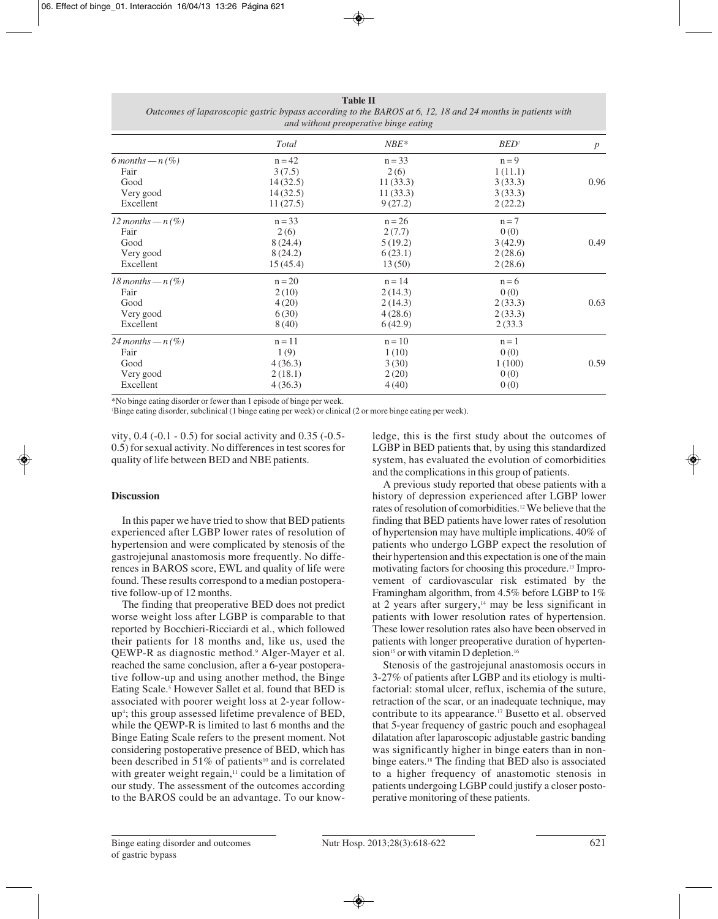**Table II**
*Outcomes of laparoscopic gastric bypass according to the BAROS at 6, 12, 18 and 24 months in patients with and without preoperative binge eating*

| | Total | NBE* | BED[†] | p |
|---|---|---|---|---|
| *6 months — n (%)* | n = 42 | n = 33 | n = 9 | |
| Fair | 3 (7.5) | 2 (6) | 1 (11.1) | |
| Good | 14 (32.5) | 11 (33.3) | 3 (33.3) | 0.96 |
| Very good | 14 (32.5) | 11 (33.3) | 3 (33.3) | |
| Excellent | 11 (27.5) | 9 (27.2) | 2 (22.2) | |
| *12 months — n (%)* | n = 33 | n = 26 | n = 7 | |
| Fair | 2 (6) | 2 (7.7) | 0 (0) | |
| Good | 8 (24.4) | 5 (19.2) | 3 (42.9) | 0.49 |
| Very good | 8 (24.2) | 6 (23.1) | 2 (28.6) | |
| Excellent | 15 (45.4) | 13 (50) | 2 (28.6) | |
| *18 months — n (%)* | n = 20 | n = 14 | n = 6 | |
| Fair | 2 (10) | 2 (14.3) | 0 (0) | |
| Good | 4 (20) | 2 (14.3) | 2 (33.3) | 0.63 |
| Very good | 6 (30) | 4 (28.6) | 2 (33.3) | |
| Excellent | 8 (40) | 6 (42.9) | 2 (33.3 | |
| *24 months — n (%)* | n = 11 | n = 10 | n = 1 | |
| Fair | 1 (9) | 1 (10) | 0 (0) | |
| Good | 4 (36.3) | 3 (30) | 1 (100) | 0.59 |
| Very good | 2 (18.1) | 2 (20) | 0 (0) | |
| Excellent | 4 (36.3) | 4 (40) | 0 (0) | |

*No binge eating disorder or fewer than 1 episode of binge per week.
[†]Binge eating disorder, subclinical (1 binge eating per week) or clinical (2 or more binge eating per week).

vity, 0.4 (-0.1 - 0.5) for social activity and 0.35 (-0.5- 0.5) for sexual activity. No differences in test scores for quality of life between BED and NBE patients.

## Discussion

In this paper we have tried to show that BED patients experienced after LGBP lower rates of resolution of hypertension and were complicated by stenosis of the gastrojejunal anastomosis more frequently. No differences in BAROS score, EWL and quality of life were found. These results correspond to a median postoperative follow-up of 12 months.

The finding that preoperative BED does not predict worse weight loss after LGBP is comparable to that reported by Bocchieri-Ricciardi et al., which followed their patients for 18 months and, like us, used the QEWP-R as diagnostic method.[9] Alger-Mayer et al. reached the same conclusion, after a 6-year postoperative follow-up and using another method, the Binge Eating Scale.[5] However Sallet et al. found that BED is associated with poorer weight loss at 2-year follow-up[4]; this group assessed lifetime prevalence of BED, while the QEWP-R is limited to last 6 months and the Binge Eating Scale refers to the present moment. Not considering postoperative presence of BED, which has been described in 51% of patients[10] and is correlated with greater weight regain,[11] could be a limitation of our study. The assessment of the outcomes according to the BAROS could be an advantage. To our knowledge, this is the first study about the outcomes of LGBP in BED patients that, by using this standardized system, has evaluated the evolution of comorbidities and the complications in this group of patients.

A previous study reported that obese patients with a history of depression experienced after LGBP lower rates of resolution of comorbidities.[12] We believe that the finding that BED patients have lower rates of resolution of hypertension may have multiple implications. 40% of patients who undergo LGBP expect the resolution of their hypertension and this expectation is one of the main motivating factors for choosing this procedure.[13] Improvement of cardiovascular risk estimated by the Framingham algorithm, from 4.5% before LGBP to 1% at 2 years after surgery,[14] may be less significant in patients with lower resolution rates of hypertension. These lower resolution rates also have been observed in patients with longer preoperative duration of hypertension[15] or with vitamin D depletion.[16]

Stenosis of the gastrojejunal anastomosis occurs in 3-27% of patients after LGBP and its etiology is multifactorial: stomal ulcer, reflux, ischemia of the suture, retraction of the scar, or an inadequate technique, may contribute to its appearance.[17] Busetto et al. observed that 5-year frequency of gastric pouch and esophageal dilatation after laparoscopic adjustable gastric banding was significantly higher in binge eaters than in non-binge eaters.[18] The finding that BED also is associated to a higher frequency of anastomotic stenosis in patients undergoing LGBP could justify a closer postoperative monitoring of these patients.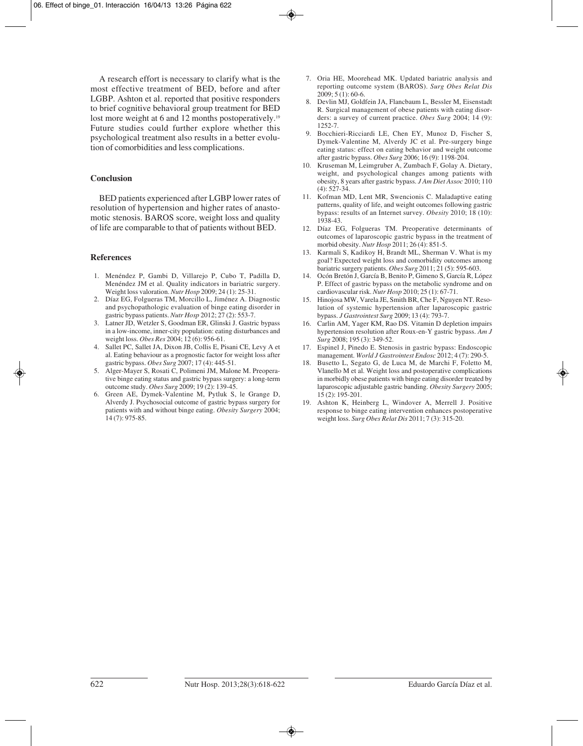A research effort is necessary to clarify what is the most effective treatment of BED, before and after LGBP. Ashton et al. reported that positive responders to brief cognitive behavioral group treatment for BED lost more weight at 6 and 12 months postoperatively.[19] Future studies could further explore whether this psychological treatment also results in a better evolution of comorbidities and less complications.

## Conclusion

BED patients experienced after LGBP lower rates of resolution of hypertension and higher rates of anastomotic stenosis. BAROS score, weight loss and quality of life are comparable to that of patients without BED.

## References

1. Menéndez P, Gambi D, Villarejo P, Cubo T, Padilla D, Menéndez JM et al. Quality indicators in bariatric surgery. Weight loss valoration. *Nutr Hosp* 2009; 24 (1): 25-31.
2. Díaz EG, Folgueras TM, Morcillo L, Jiménez A. Diagnostic and psychopathologic evaluation of binge eating disorder in gastric bypass patients. *Nutr Hosp* 2012; 27 (2): 553-7.
3. Latner JD, Wetzler S, Goodman ER, Glinski J. Gastric bypass in a low-income, inner-city population: eating disturbances and weight loss. *Obes Res* 2004; 12 (6): 956-61.
4. Sallet PC, Sallet JA, Dixon JB, Collis E, Pisani CE, Levy A et al. Eating behaviour as a prognostic factor for weight loss after gastric bypass. *Obes Surg* 2007; 17 (4): 445-51.
5. Alger-Mayer S, Rosati C, Polimeni JM, Malone M. Preoperative binge eating status and gastric bypass surgery: a long-term outcome study. *Obes Surg* 2009; 19 (2): 139-45.
6. Green AE, Dymek-Valentine M, Pytluk S, le Grange D, Alverdy J. Psychosocial outcome of gastric bypass surgery for patients with and without binge eating. *Obesity Surgery* 2004; 14 (7): 975-85.
7. Oria HE, Moorehead MK. Updated bariatric analysis and reporting outcome system (BAROS). *Surg Obes Relat Dis* 2009; 5 (1): 60-6.
8. Devlin MJ, Goldfein JA, Flancbaum L, Bessler M, Eisenstadt R. Surgical management of obese patients with eating disorders: a survey of current practice. *Obes Surg* 2004; 14 (9): 1252-7.
9. Bocchieri-Ricciardi LE, Chen EY, Munoz D, Fischer S, Dymek-Valentine M, Alverdy JC et al. Pre-surgery binge eating status: effect on eating behavior and weight outcome after gastric bypass. *Obes Surg* 2006; 16 (9): 1198-204.
10. Kruseman M, Leimgruber A, Zumbach F, Golay A. Dietary, weight, and psychological changes among patients with obesity, 8 years after gastric bypass. *J Am Diet Assoc* 2010; 110 (4): 527-34.
11. Kofman MD, Lent MR, Swencionis C. Maladaptive eating patterns, quality of life, and weight outcomes following gastric bypass: results of an Internet survey. *Obesity* 2010; 18 (10): 1938-43.
12. Díaz EG, Folgueras TM. Preoperative determinants of outcomes of laparoscopic gastric bypass in the treatment of morbid obesity. *Nutr Hosp* 2011; 26 (4): 851-5.
13. Karmali S, Kadikoy H, Brandt ML, Sherman V. What is my goal? Expected weight loss and comorbidity outcomes among bariatric surgery patients. *Obes Surg* 2011; 21 (5): 595-603.
14. Ocón Bretón J, García B, Benito P, Gimeno S, García R, López P. Effect of gastric bypass on the metabolic syndrome and on cardiovascular risk. *Nutr Hosp* 2010; 25 (1): 67-71.
15. Hinojosa MW, Varela JE, Smith BR, Che F, Nguyen NT. Resolution of systemic hypertension after laparoscopic gastric bypass. *J Gastrointest Surg* 2009; 13 (4): 793-7.
16. Carlin AM, Yager KM, Rao DS. Vitamin D depletion impairs hypertension resolution after Roux-en-Y gastric bypass. *Am J Surg* 2008; 195 (3): 349-52.
17. Espinel J, Pinedo E. Stenosis in gastric bypass: Endoscopic management. *World J Gastrointest Endosc* 2012; 4 (7): 290-5.
18. Busetto L, Segato G, de Luca M, de Marchi F, Foletto M, Vlanello M et al. Weight loss and postoperative complications in morbidly obese patients with binge eating disorder treated by laparoscopic adjustable gastric banding. *Obesity Surgery* 2005; 15 (2): 195-201.
19. Ashton K, Heinberg L, Windover A, Merrell J. Positive response to binge eating intervention enhances postoperative weight loss. *Surg Obes Relat Dis* 2011; 7 (3): 315-20.